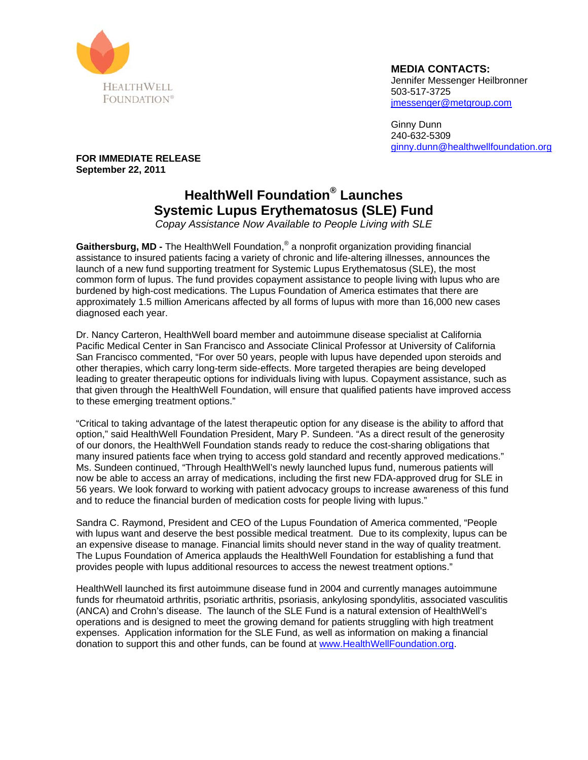HEALTHWELL FOUNDATION®

**MEDIA CONTACTS:**
Jennifer Messenger Heilbronner
503-517-3725
jmessenger@metgroup.com

Ginny Dunn
240-632-5309
ginny.dunn@healthwellfoundation.org

**FOR IMMEDIATE RELEASE**
**September 22, 2011**

# HealthWell Foundation® Launches Systemic Lupus Erythematosus (SLE) Fund

*Copay Assistance Now Available to People Living with SLE*

**Gaithersburg, MD -** The HealthWell Foundation,® a nonprofit organization providing financial assistance to insured patients facing a variety of chronic and life-altering illnesses, announces the launch of a new fund supporting treatment for Systemic Lupus Erythematosus (SLE), the most common form of lupus. The fund provides copayment assistance to people living with lupus who are burdened by high-cost medications. The Lupus Foundation of America estimates that there are approximately 1.5 million Americans affected by all forms of lupus with more than 16,000 new cases diagnosed each year.

Dr. Nancy Carteron, HealthWell board member and autoimmune disease specialist at California Pacific Medical Center in San Francisco and Associate Clinical Professor at University of California San Francisco commented, "For over 50 years, people with lupus have depended upon steroids and other therapies, which carry long-term side-effects. More targeted therapies are being developed leading to greater therapeutic options for individuals living with lupus. Copayment assistance, such as that given through the HealthWell Foundation, will ensure that qualified patients have improved access to these emerging treatment options."

"Critical to taking advantage of the latest therapeutic option for any disease is the ability to afford that option," said HealthWell Foundation President, Mary P. Sundeen. "As a direct result of the generosity of our donors, the HealthWell Foundation stands ready to reduce the cost-sharing obligations that many insured patients face when trying to access gold standard and recently approved medications." Ms. Sundeen continued, "Through HealthWell's newly launched lupus fund, numerous patients will now be able to access an array of medications, including the first new FDA-approved drug for SLE in 56 years. We look forward to working with patient advocacy groups to increase awareness of this fund and to reduce the financial burden of medication costs for people living with lupus."

Sandra C. Raymond, President and CEO of the Lupus Foundation of America commented, "People with lupus want and deserve the best possible medical treatment. Due to its complexity, lupus can be an expensive disease to manage. Financial limits should never stand in the way of quality treatment. The Lupus Foundation of America applauds the HealthWell Foundation for establishing a fund that provides people with lupus additional resources to access the newest treatment options."

HealthWell launched its first autoimmune disease fund in 2004 and currently manages autoimmune funds for rheumatoid arthritis, psoriatic arthritis, psoriasis, ankylosing spondylitis, associated vasculitis (ANCA) and Crohn's disease. The launch of the SLE Fund is a natural extension of HealthWell's operations and is designed to meet the growing demand for patients struggling with high treatment expenses. Application information for the SLE Fund, as well as information on making a financial donation to support this and other funds, can be found at www.HealthWellFoundation.org.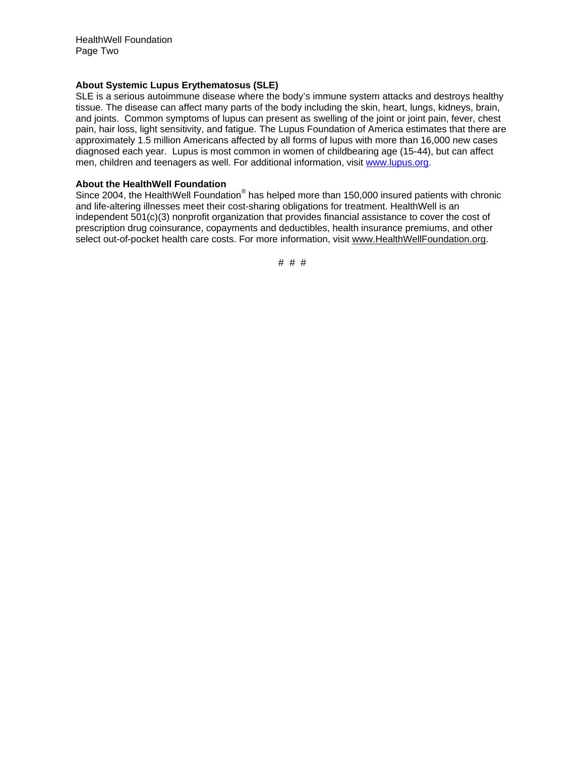**About Systemic Lupus Erythematosus (SLE)**

SLE is a serious autoimmune disease where the body's immune system attacks and destroys healthy tissue. The disease can affect many parts of the body including the skin, heart, lungs, kidneys, brain, and joints. Common symptoms of lupus can present as swelling of the joint or joint pain, fever, chest pain, hair loss, light sensitivity, and fatigue. The Lupus Foundation of America estimates that there are approximately 1.5 million Americans affected by all forms of lupus with more than 16,000 new cases diagnosed each year. Lupus is most common in women of childbearing age (15-44), but can affect men, children and teenagers as well. For additional information, visit www.lupus.org.

**About the HealthWell Foundation**

Since 2004, the HealthWell Foundation® has helped more than 150,000 insured patients with chronic and life-altering illnesses meet their cost-sharing obligations for treatment. HealthWell is an independent 501(c)(3) nonprofit organization that provides financial assistance to cover the cost of prescription drug coinsurance, copayments and deductibles, health insurance premiums, and other select out-of-pocket health care costs. For more information, visit www.HealthWellFoundation.org.

# # #